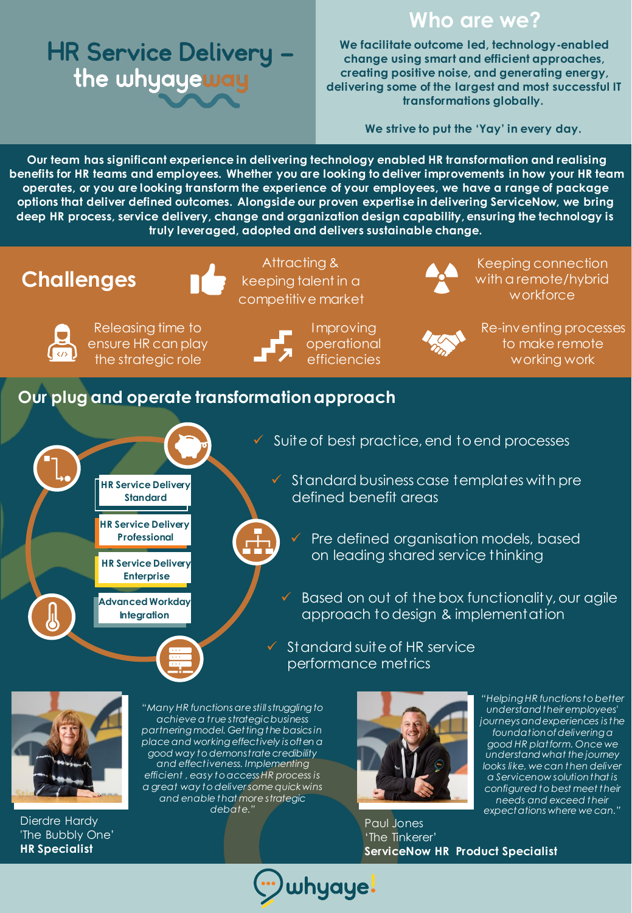# HR Service Delivery – the whyayeway

## Who are we?

**We facilitate outcome led, technology-enabled change using smart and efficient approaches, creating positive noise, and generating energy, delivering some of the largest and most successful IT transformations globally.**

**We strive to put the 'Yay' in every day.**

**Our team has significant experience in delivering technology enabled HR transformation and realising benefits for HR teams and employees. Whether you are looking to deliver improvements in how your HR team operates, or you are looking transform the experience of your employees, we have a range of package options that deliver defined outcomes. Alongside our proven expertise in delivering ServiceNow, we bring deep HR process, service delivery, change and organization design capability, ensuring the technology is truly leveraged, adopted and delivers sustainable change.**

## Challenges

- Attracting & keeping talent in a competitive market
- Keeping connection with a remote/hybrid workforce
- Releasing time to ensure HR can play the strategic role
- Improving operational efficiencies
- Re-inventing processes to make remote working work

## Our plug and operate transformation approach

- **HR Service Delivery Standard**
- **HR Service Delivery Professional**
- **HR Service Delivery Enterprise**
- **Advanced Workday Integration**

✓ Suite of best practice, end to end processes

✓ Standard business case templates with pre defined benefit areas

✓ Pre defined organisation models, based on leading shared service thinking

✓ Based on out of the box functionality, our agile approach to design & implementation

✓ Standard suite of HR service performance metrics

*"Many HR functions are still struggling to achieve a true strategic business partnering model. Getting the basics in place and working effectively is often a good way to demonstrate credibility and effectiveness. Implementing efficient , easy to access HR process is a great way to deliver some quick wins and enable that more strategic debate."*

Dierdre Hardy
'The Bubbly One'
**HR Specialist**

*"Helping HR functions to better understand their employees' journeys and experiences is the foundation of delivering a good HR platform. Once we understand what the journey looks like, we can then deliver a Servicenow solution that is configured to best meet their needs and exceed their expectations where we can."*

Paul Jones
'The Tinkerer'
**ServiceNow HR Product Specialist**

whyaye!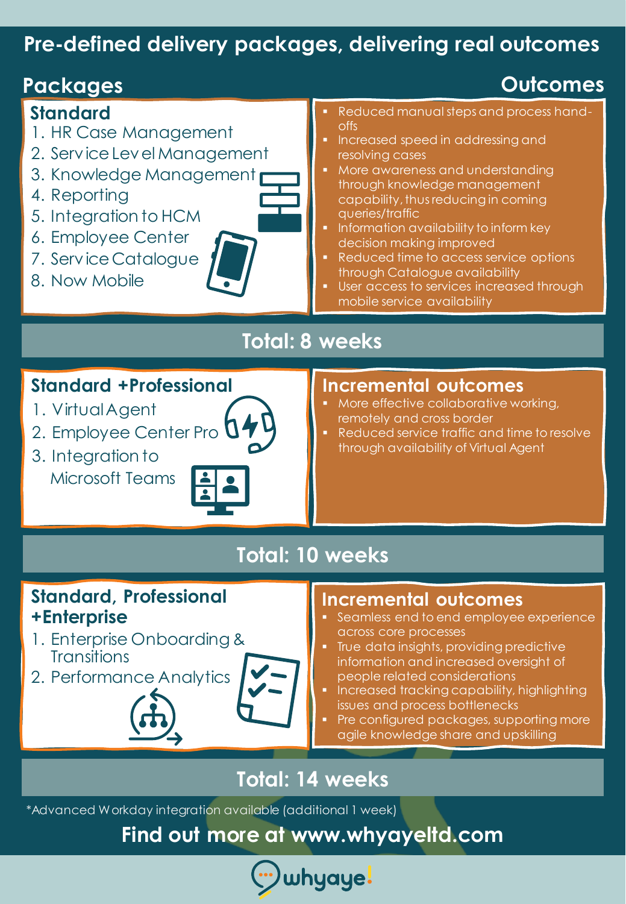# Pre-defined delivery packages, delivering real outcomes

## Packages

## Outcomes

### Standard

1. HR Case Management
2. Service Level Management
3. Knowledge Management
4. Reporting
5. Integration to HCM
6. Employee Center
7. Service Catalogue
8. Now Mobile

- Reduced manual steps and process hand-offs
- Increased speed in addressing and resolving cases
- More awareness and understanding through knowledge management capability, thus reducing in coming queries/traffic
- Information availability to inform key decision making improved
- Reduced time to access service options through Catalogue availability
- User access to services increased through mobile service availability

**Total: 8 weeks**

### Standard +Professional

1. Virtual Agent
2. Employee Center Pro
3. Integration to Microsoft Teams

### Incremental outcomes

- More effective collaborative working, remotely and cross border
- Reduced service traffic and time to resolve through availability of Virtual Agent

**Total: 10 weeks**

### Standard, Professional +Enterprise

1. Enterprise Onboarding & Transitions
2. Performance Analytics

### Incremental outcomes

- Seamless end to end employee experience across core processes
- True data insights, providing predictive information and increased oversight of people related considerations
- Increased tracking capability, highlighting issues and process bottlenecks
- Pre configured packages, supporting more agile knowledge share and upskilling

**Total: 14 weeks**

*Advanced Workday integration available (additional 1 week)

**Find out more at www.whyayeltd.com**

whyaye!